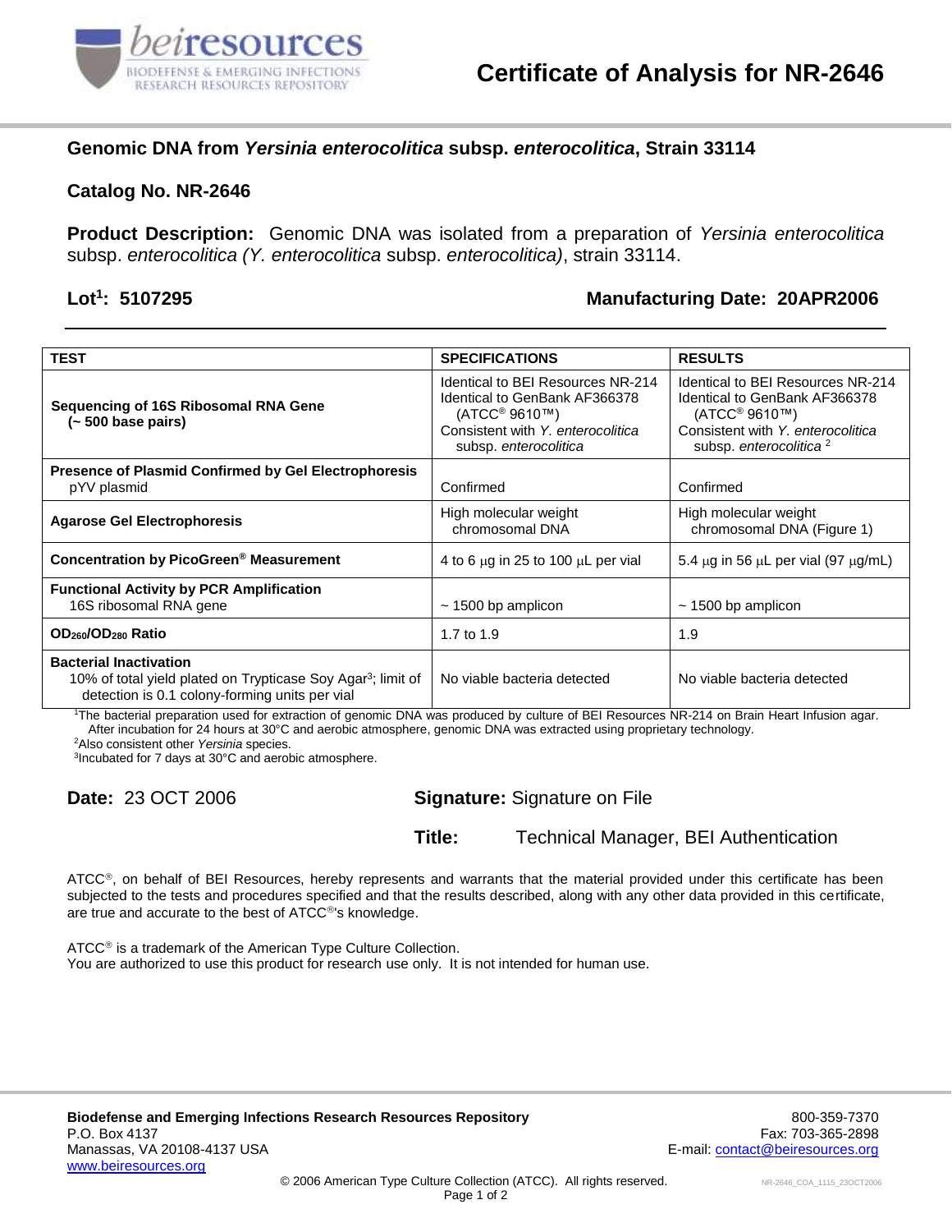# Certificate of Analysis for NR-2646

## Genomic DNA from *Yersinia enterocolitica* subsp. *enterocolitica*, Strain 33114

### Catalog No. NR-2646

**Product Description:** Genomic DNA was isolated from a preparation of *Yersinia enterocolitica* subsp. *enterocolitica (Y. enterocolitica* subsp. *enterocolitica)*, strain 33114.

**Lot[1]: 5107295** **Manufacturing Date: 20APR2006**

| TEST | SPECIFICATIONS | RESULTS |
| --- | --- | --- |
| **Sequencing of 16S Ribosomal RNA Gene (~ 500 base pairs)** | Identical to BEI Resources NR-214<br>Identical to GenBank AF366378 (ATCC® 9610™)<br>Consistent with *Y. enterocolitica* subsp. *enterocolitica* | Identical to BEI Resources NR-214<br>Identical to GenBank AF366378 (ATCC® 9610™)<br>Consistent with *Y. enterocolitica* subsp. *enterocolitica* [2] |
| **Presence of Plasmid Confirmed by Gel Electrophoresis**<br>pYV plasmid | Confirmed | Confirmed |
| **Agarose Gel Electrophoresis** | High molecular weight chromosomal DNA | High molecular weight chromosomal DNA (Figure 1) |
| **Concentration by PicoGreen® Measurement** | 4 to 6 µg in 25 to 100 µL per vial | 5.4 µg in 56 µL per vial (97 µg/mL) |
| **Functional Activity by PCR Amplification**<br>16S ribosomal RNA gene | ~ 1500 bp amplicon | ~ 1500 bp amplicon |
| **$OD_{260}/OD_{280}$ Ratio** | 1.7 to 1.9 | 1.9 |
| **Bacterial Inactivation**<br>10% of total yield plated on Trypticase Soy Agar[3]; limit of detection is 0.1 colony-forming units per vial | No viable bacteria detected | No viable bacteria detected |

[1]The bacterial preparation used for extraction of genomic DNA was produced by culture of BEI Resources NR-214 on Brain Heart Infusion agar. After incubation for 24 hours at 30°C and aerobic atmosphere, genomic DNA was extracted using proprietary technology.
[2]Also consistent other *Yersinia* species.
[3]Incubated for 7 days at 30°C and aerobic atmosphere.

**Date:** 23 OCT 2006

**Signature:** Signature on File

**Title:** Technical Manager, BEI Authentication

ATCC®, on behalf of BEI Resources, hereby represents and warrants that the material provided under this certificate has been subjected to the tests and procedures specified and that the results described, along with any other data provided in this certificate, are true and accurate to the best of ATCC®'s knowledge.

ATCC® is a trademark of the American Type Culture Collection.
You are authorized to use this product for research use only. It is not intended for human use.

**Biodefense and Emerging Infections Research Resources Repository**
P.O. Box 4137
Manassas, VA 20108-4137 USA
www.beiresources.org

800-359-7370
Fax: 703-365-2898
E-mail: contact@beiresources.org

© 2006 American Type Culture Collection (ATCC). All rights reserved.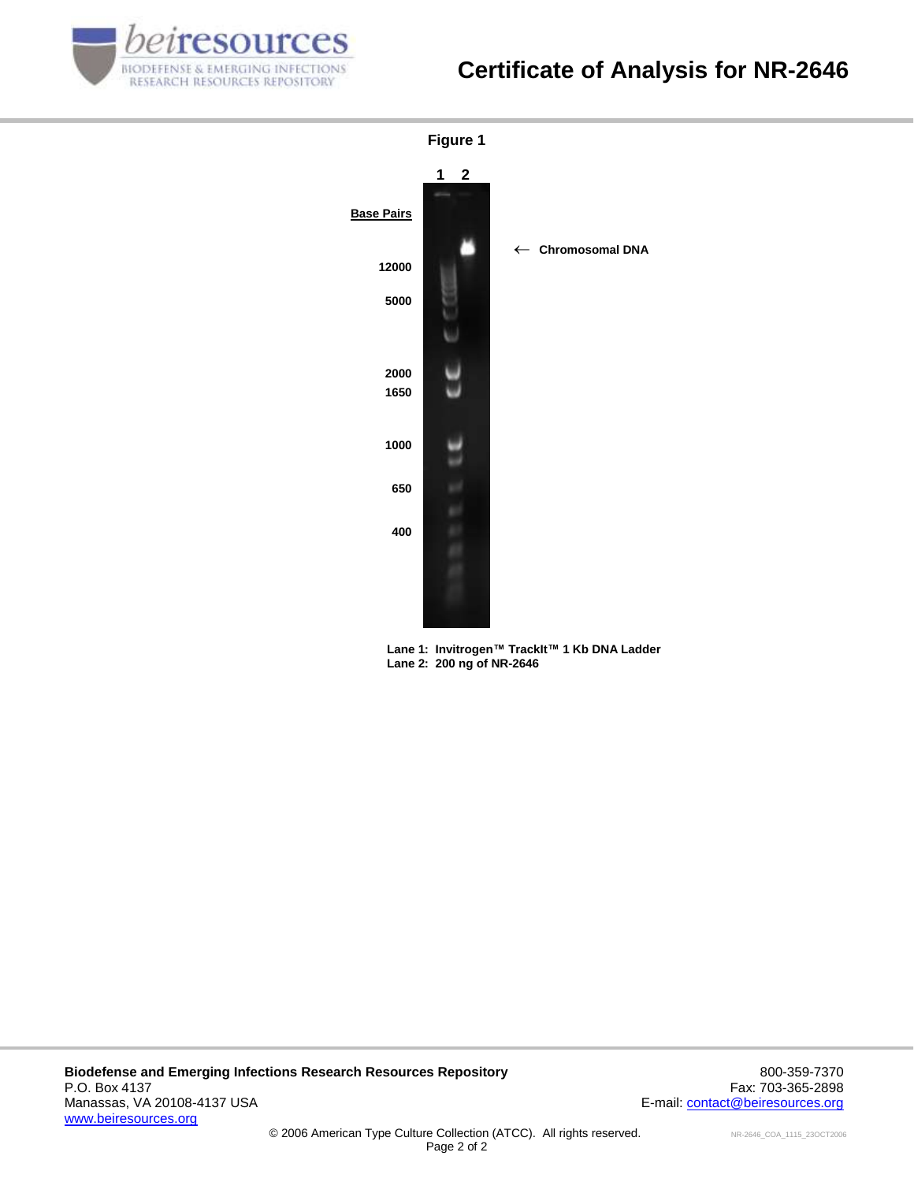# Certificate of Analysis for NR-2646

**Figure 1**

1 2

Base Pairs

12000

5000

2000

1650

1000

650

400

← Chromosomal DNA

**Lane 1: Invitrogen™ TrackIt™ 1 Kb DNA Ladder**
**Lane 2: 200 ng of NR-2646**

**Biodefense and Emerging Infections Research Resources Repository**
P.O. Box 4137
Manassas, VA 20108-4137 USA
www.beiresources.org

800-359-7370
Fax: 703-365-2898
E-mail: contact@beiresources.org

© 2006 American Type Culture Collection (ATCC). All rights reserved.

NR-2646_COA_1115_23OCT2006